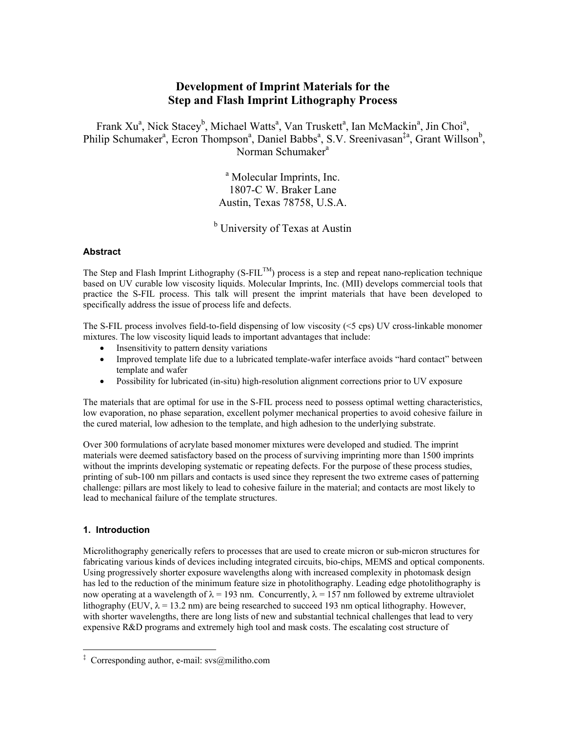# Development of Imprint Materials for the Step and Flash Imprint Lithography Process

Frank Xu[a], Nick Stacey[b], Michael Watts[a], Van Truskett[a], Ian McMackin[a], Jin Choi[a], Philip Schumaker[a], Ecron Thompson[a], Daniel Babbs[a], S.V. Sreenivasan[‡a], Grant Willson[b], Norman Schumaker[a]

[a] Molecular Imprints, Inc.
1807-C W. Braker Lane
Austin, Texas 78758, U.S.A.

[b] University of Texas at Austin

### Abstract

The Step and Flash Imprint Lithography (S-FIL$^{TM}$) process is a step and repeat nano-replication technique based on UV curable low viscosity liquids. Molecular Imprints, Inc. (MII) develops commercial tools that practice the S-FIL process. This talk will present the imprint materials that have been developed to specifically address the issue of process life and defects.

The S-FIL process involves field-to-field dispensing of low viscosity (<5 cps) UV cross-linkable monomer mixtures. The low viscosity liquid leads to important advantages that include:

- Insensitivity to pattern density variations
- Improved template life due to a lubricated template-wafer interface avoids "hard contact" between template and wafer
- Possibility for lubricated (in-situ) high-resolution alignment corrections prior to UV exposure

The materials that are optimal for use in the S-FIL process need to possess optimal wetting characteristics, low evaporation, no phase separation, excellent polymer mechanical properties to avoid cohesive failure in the cured material, low adhesion to the template, and high adhesion to the underlying substrate.

Over 300 formulations of acrylate based monomer mixtures were developed and studied. The imprint materials were deemed satisfactory based on the process of surviving imprinting more than 1500 imprints without the imprints developing systematic or repeating defects. For the purpose of these process studies, printing of sub-100 nm pillars and contacts is used since they represent the two extreme cases of patterning challenge: pillars are most likely to lead to cohesive failure in the material; and contacts are most likely to lead to mechanical failure of the template structures.

### 1. Introduction

Microlithography generically refers to processes that are used to create micron or sub-micron structures for fabricating various kinds of devices including integrated circuits, bio-chips, MEMS and optical components. Using progressively shorter exposure wavelengths along with increased complexity in photomask design has led to the reduction of the minimum feature size in photolithography. Leading edge photolithography is now operating at a wavelength of $\lambda$ = 193 nm. Concurrently, $\lambda$ = 157 nm followed by extreme ultraviolet lithography (EUV, $\lambda$ = 13.2 nm) are being researched to succeed 193 nm optical lithography. However, with shorter wavelengths, there are long lists of new and substantial technical challenges that lead to very expensive R&D programs and extremely high tool and mask costs. The escalating cost structure of

[‡] Corresponding author, e-mail: svs@militho.com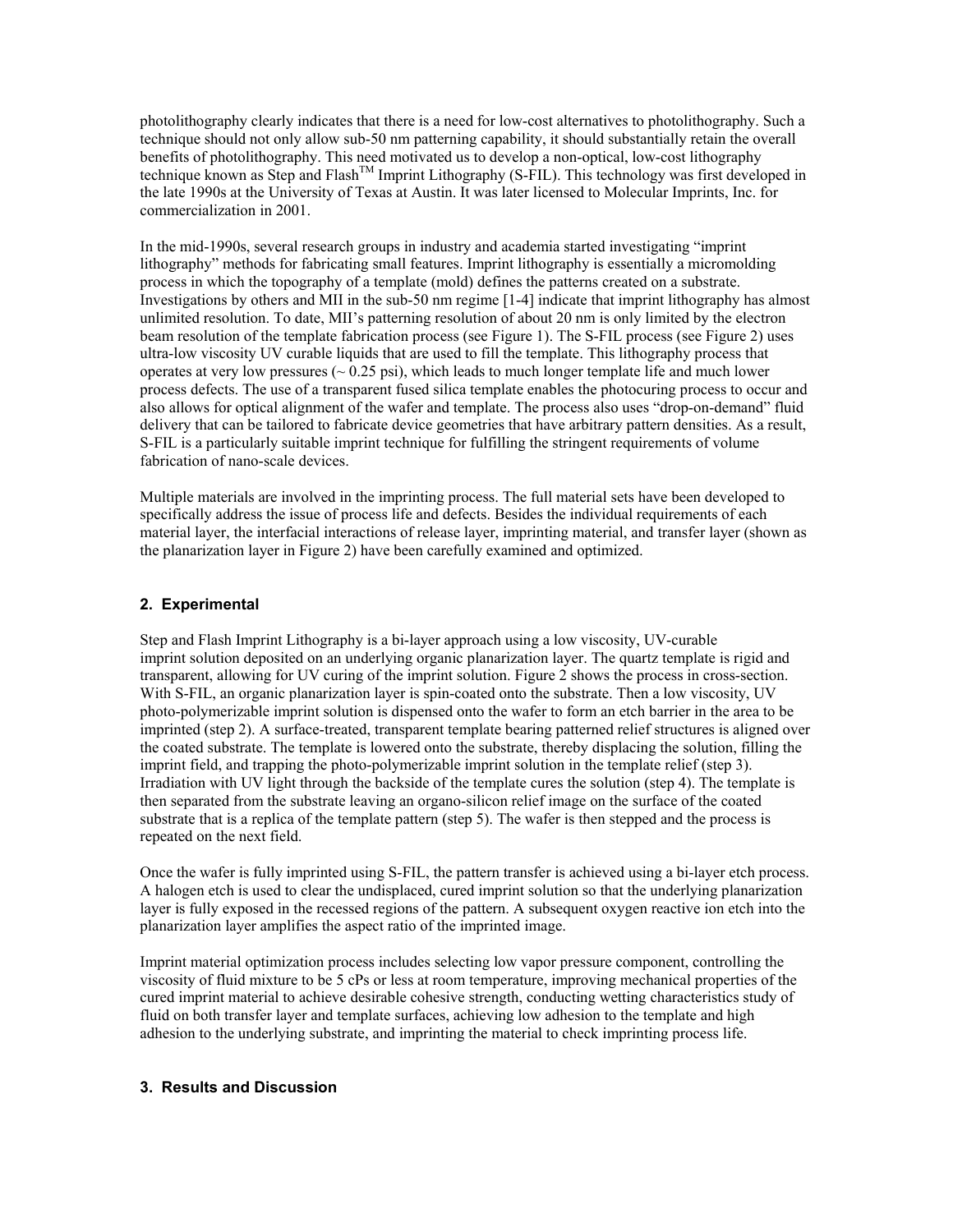photolithography clearly indicates that there is a need for low-cost alternatives to photolithography. Such a technique should not only allow sub-50 nm patterning capability, it should substantially retain the overall benefits of photolithography. This need motivated us to develop a non-optical, low-cost lithography technique known as Step and Flash[TM] Imprint Lithography (S-FIL). This technology was first developed in the late 1990s at the University of Texas at Austin. It was later licensed to Molecular Imprints, Inc. for commercialization in 2001.

In the mid-1990s, several research groups in industry and academia started investigating "imprint lithography" methods for fabricating small features. Imprint lithography is essentially a micromolding process in which the topography of a template (mold) defines the patterns created on a substrate. Investigations by others and MII in the sub-50 nm regime [1-4] indicate that imprint lithography has almost unlimited resolution. To date, MII's patterning resolution of about 20 nm is only limited by the electron beam resolution of the template fabrication process (see Figure 1). The S-FIL process (see Figure 2) uses ultra-low viscosity UV curable liquids that are used to fill the template. This lithography process that operates at very low pressures (~ 0.25 psi), which leads to much longer template life and much lower process defects. The use of a transparent fused silica template enables the photocuring process to occur and also allows for optical alignment of the wafer and template. The process also uses "drop-on-demand" fluid delivery that can be tailored to fabricate device geometries that have arbitrary pattern densities. As a result, S-FIL is a particularly suitable imprint technique for fulfilling the stringent requirements of volume fabrication of nano-scale devices.

Multiple materials are involved in the imprinting process. The full material sets have been developed to specifically address the issue of process life and defects. Besides the individual requirements of each material layer, the interfacial interactions of release layer, imprinting material, and transfer layer (shown as the planarization layer in Figure 2) have been carefully examined and optimized.

## 2. Experimental

Step and Flash Imprint Lithography is a bi-layer approach using a low viscosity, UV-curable imprint solution deposited on an underlying organic planarization layer. The quartz template is rigid and transparent, allowing for UV curing of the imprint solution. Figure 2 shows the process in cross-section. With S-FIL, an organic planarization layer is spin-coated onto the substrate. Then a low viscosity, UV photo-polymerizable imprint solution is dispensed onto the wafer to form an etch barrier in the area to be imprinted (step 2). A surface-treated, transparent template bearing patterned relief structures is aligned over the coated substrate. The template is lowered onto the substrate, thereby displacing the solution, filling the imprint field, and trapping the photo-polymerizable imprint solution in the template relief (step 3). Irradiation with UV light through the backside of the template cures the solution (step 4). The template is then separated from the substrate leaving an organo-silicon relief image on the surface of the coated substrate that is a replica of the template pattern (step 5). The wafer is then stepped and the process is repeated on the next field.

Once the wafer is fully imprinted using S-FIL, the pattern transfer is achieved using a bi-layer etch process. A halogen etch is used to clear the undisplaced, cured imprint solution so that the underlying planarization layer is fully exposed in the recessed regions of the pattern. A subsequent oxygen reactive ion etch into the planarization layer amplifies the aspect ratio of the imprinted image.

Imprint material optimization process includes selecting low vapor pressure component, controlling the viscosity of fluid mixture to be 5 cPs or less at room temperature, improving mechanical properties of the cured imprint material to achieve desirable cohesive strength, conducting wetting characteristics study of fluid on both transfer layer and template surfaces, achieving low adhesion to the template and high adhesion to the underlying substrate, and imprinting the material to check imprinting process life.

## 3. Results and Discussion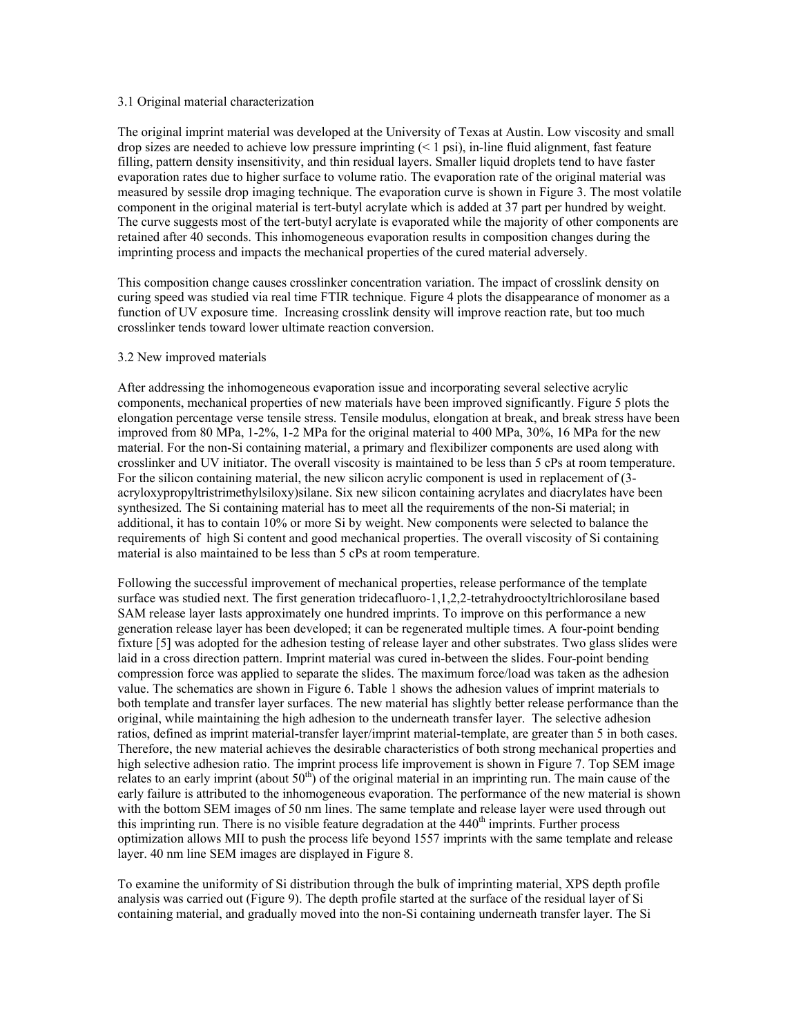### 3.1 Original material characterization

The original imprint material was developed at the University of Texas at Austin. Low viscosity and small drop sizes are needed to achieve low pressure imprinting (< 1 psi), in-line fluid alignment, fast feature filling, pattern density insensitivity, and thin residual layers. Smaller liquid droplets tend to have faster evaporation rates due to higher surface to volume ratio. The evaporation rate of the original material was measured by sessile drop imaging technique. The evaporation curve is shown in Figure 3. The most volatile component in the original material is tert-butyl acrylate which is added at 37 part per hundred by weight. The curve suggests most of the tert-butyl acrylate is evaporated while the majority of other components are retained after 40 seconds. This inhomogeneous evaporation results in composition changes during the imprinting process and impacts the mechanical properties of the cured material adversely.

This composition change causes crosslinker concentration variation. The impact of crosslink density on curing speed was studied via real time FTIR technique. Figure 4 plots the disappearance of monomer as a function of UV exposure time. Increasing crosslink density will improve reaction rate, but too much crosslinker tends toward lower ultimate reaction conversion.

### 3.2 New improved materials

After addressing the inhomogeneous evaporation issue and incorporating several selective acrylic components, mechanical properties of new materials have been improved significantly. Figure 5 plots the elongation percentage verse tensile stress. Tensile modulus, elongation at break, and break stress have been improved from 80 MPa, 1-2%, 1-2 MPa for the original material to 400 MPa, 30%, 16 MPa for the new material. For the non-Si containing material, a primary and flexibilizer components are used along with crosslinker and UV initiator. The overall viscosity is maintained to be less than 5 cPs at room temperature. For the silicon containing material, the new silicon acrylic component is used in replacement of (3-acryloxypropyltristrimethylsiloxy)silane. Six new silicon containing acrylates and diacrylates have been synthesized. The Si containing material has to meet all the requirements of the non-Si material; in additional, it has to contain 10% or more Si by weight. New components were selected to balance the requirements of high Si content and good mechanical properties. The overall viscosity of Si containing material is also maintained to be less than 5 cPs at room temperature.

Following the successful improvement of mechanical properties, release performance of the template surface was studied next. The first generation tridecafluoro-1,1,2,2-tetrahydrooctyltrichlorosilane based SAM release layer lasts approximately one hundred imprints. To improve on this performance a new generation release layer has been developed; it can be regenerated multiple times. A four-point bending fixture [5] was adopted for the adhesion testing of release layer and other substrates. Two glass slides were laid in a cross direction pattern. Imprint material was cured in-between the slides. Four-point bending compression force was applied to separate the slides. The maximum force/load was taken as the adhesion value. The schematics are shown in Figure 6. Table 1 shows the adhesion values of imprint materials to both template and transfer layer surfaces. The new material has slightly better release performance than the original, while maintaining the high adhesion to the underneath transfer layer. The selective adhesion ratios, defined as imprint material-transfer layer/imprint material-template, are greater than 5 in both cases. Therefore, the new material achieves the desirable characteristics of both strong mechanical properties and high selective adhesion ratio. The imprint process life improvement is shown in Figure 7. Top SEM image relates to an early imprint (about 50$^{th}$) of the original material in an imprinting run. The main cause of the early failure is attributed to the inhomogeneous evaporation. The performance of the new material is shown with the bottom SEM images of 50 nm lines. The same template and release layer were used through out this imprinting run. There is no visible feature degradation at the 440$^{th}$ imprints. Further process optimization allows MII to push the process life beyond 1557 imprints with the same template and release layer. 40 nm line SEM images are displayed in Figure 8.

To examine the uniformity of Si distribution through the bulk of imprinting material, XPS depth profile analysis was carried out (Figure 9). The depth profile started at the surface of the residual layer of Si containing material, and gradually moved into the non-Si containing underneath transfer layer. The Si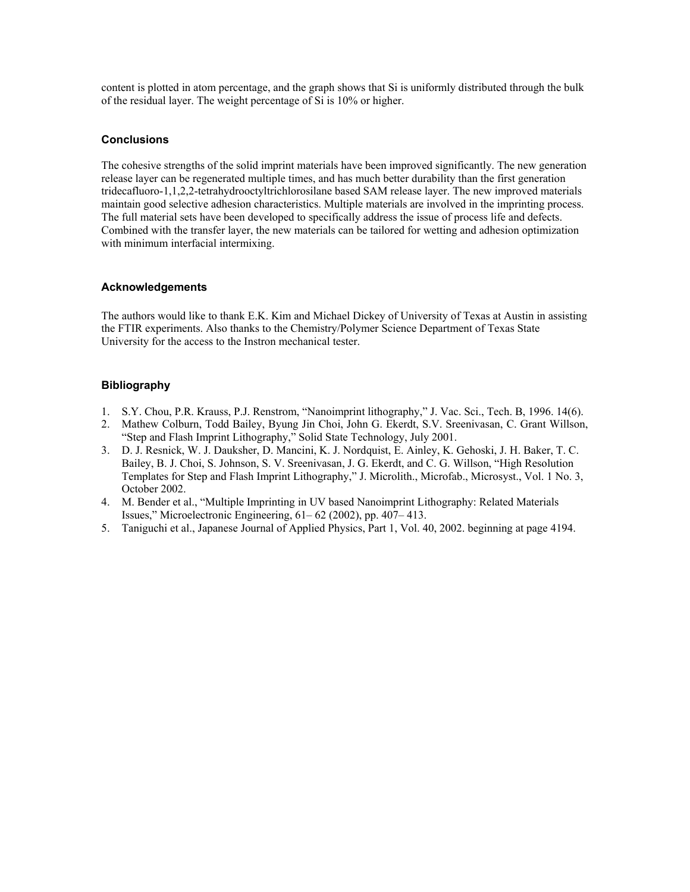content is plotted in atom percentage, and the graph shows that Si is uniformly distributed through the bulk of the residual layer. The weight percentage of Si is 10% or higher.

## Conclusions

The cohesive strengths of the solid imprint materials have been improved significantly. The new generation release layer can be regenerated multiple times, and has much better durability than the first generation tridecafluoro-1,1,2,2-tetrahydrooctyltrichlorosilane based SAM release layer. The new improved materials maintain good selective adhesion characteristics. Multiple materials are involved in the imprinting process. The full material sets have been developed to specifically address the issue of process life and defects. Combined with the transfer layer, the new materials can be tailored for wetting and adhesion optimization with minimum interfacial intermixing.

## Acknowledgements

The authors would like to thank E.K. Kim and Michael Dickey of University of Texas at Austin in assisting the FTIR experiments. Also thanks to the Chemistry/Polymer Science Department of Texas State University for the access to the Instron mechanical tester.

## Bibliography

1. S.Y. Chou, P.R. Krauss, P.J. Renstrom, "Nanoimprint lithography," J. Vac. Sci., Tech. B, 1996. 14(6).
2. Mathew Colburn, Todd Bailey, Byung Jin Choi, John G. Ekerdt, S.V. Sreenivasan, C. Grant Willson, "Step and Flash Imprint Lithography," Solid State Technology, July 2001.
3. D. J. Resnick, W. J. Dauksher, D. Mancini, K. J. Nordquist, E. Ainley, K. Gehoski, J. H. Baker, T. C. Bailey, B. J. Choi, S. Johnson, S. V. Sreenivasan, J. G. Ekerdt, and C. G. Willson, "High Resolution Templates for Step and Flash Imprint Lithography," J. Microlith., Microfab., Microsyst., Vol. 1 No. 3, October 2002.
4. M. Bender et al., "Multiple Imprinting in UV based Nanoimprint Lithography: Related Materials Issues," Microelectronic Engineering, 61– 62 (2002), pp. 407– 413.
5. Taniguchi et al., Japanese Journal of Applied Physics, Part 1, Vol. 40, 2002. beginning at page 4194.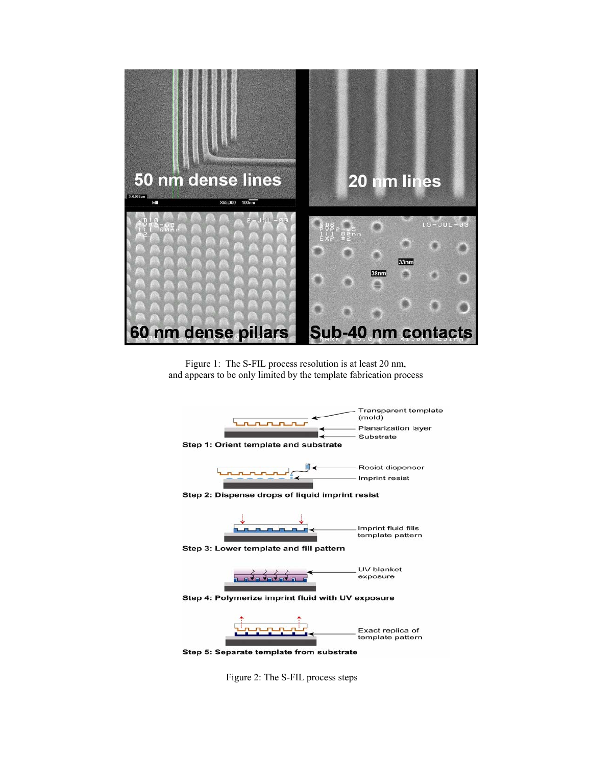Figure 1: The S-FIL process resolution is at least 20 nm, and appears to be only limited by the template fabrication process

Figure 2: The S-FIL process steps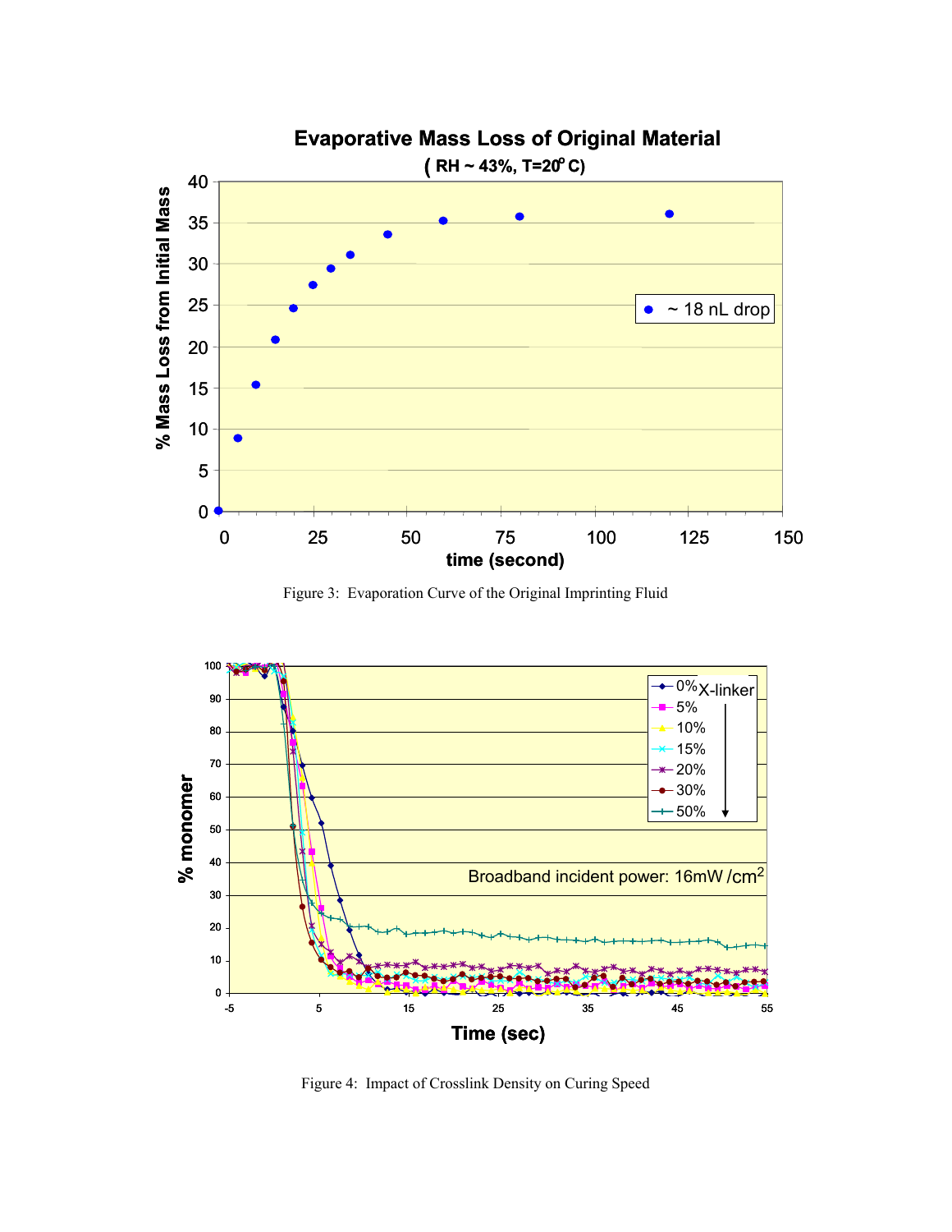Figure 3: Evaporation Curve of the Original Imprinting Fluid

Figure 4: Impact of Crosslink Density on Curing Speed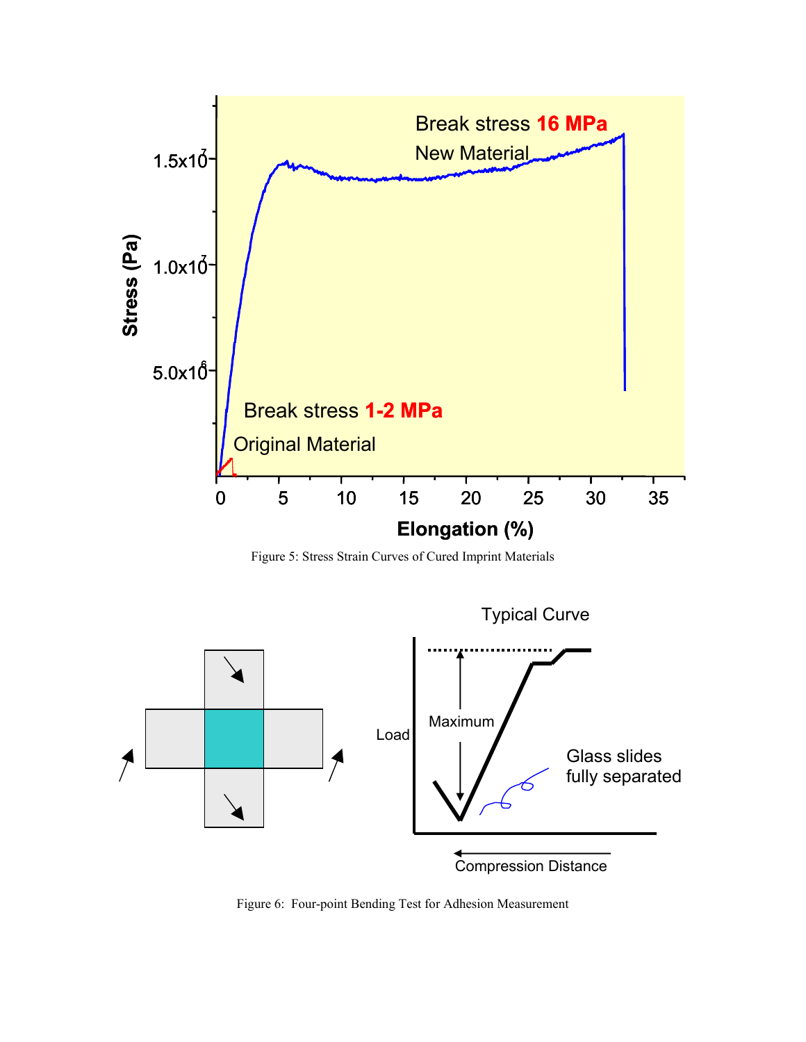Figure 5: Stress Strain Curves of Cured Imprint Materials

Figure 6: Four-point Bending Test for Adhesion Measurement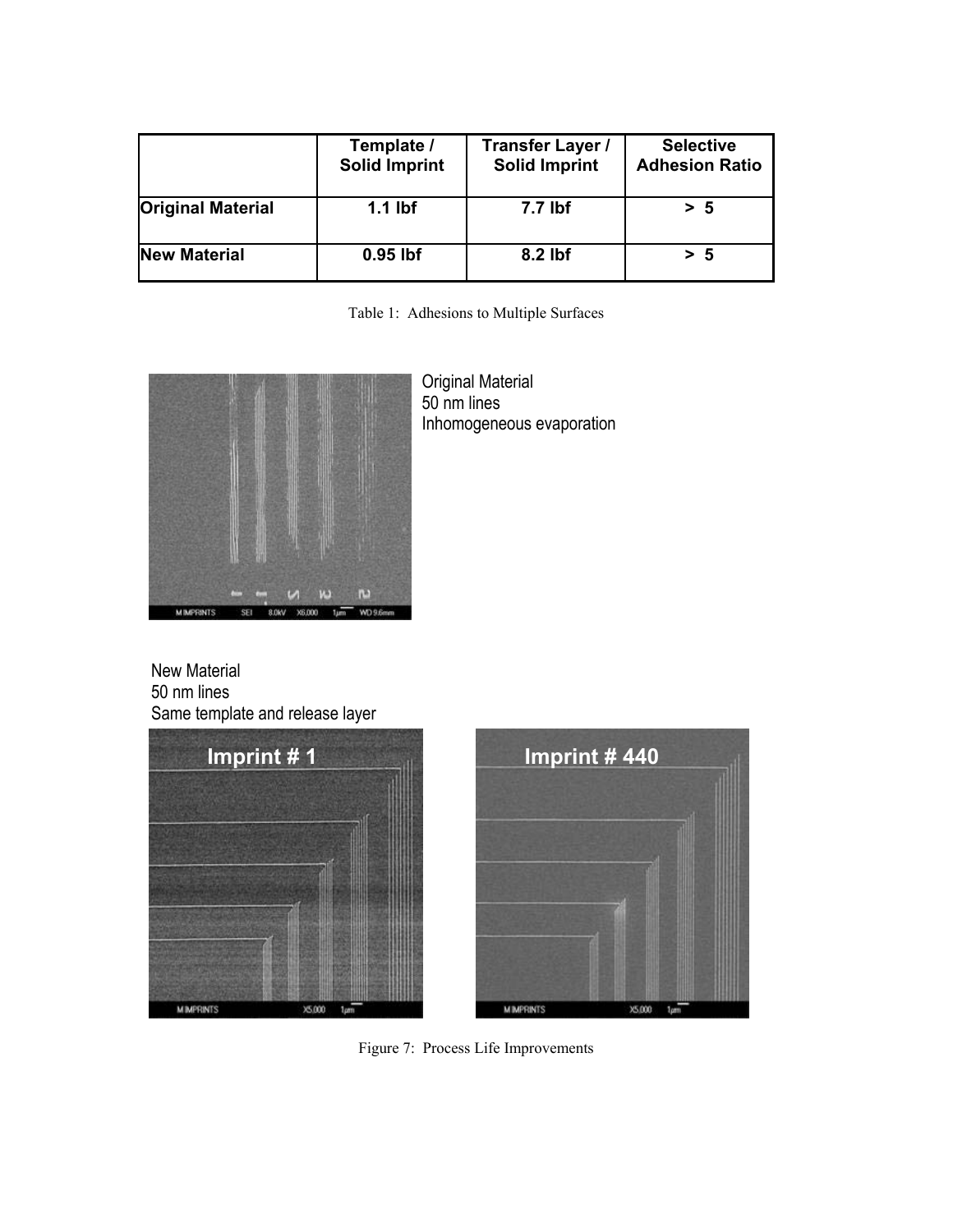| | Template / Solid Imprint | Transfer Layer / Solid Imprint | Selective Adhesion Ratio |
|---|---|---|---|
| **Original Material** | **1.1 lbf** | **7.7 lbf** | **> 5** |
| **New Material** | **0.95 lbf** | **8.2 lbf** | **> 5** |

Table 1: Adhesions to Multiple Surfaces

Original Material
50 nm lines
Inhomogeneous evaporation

New Material
50 nm lines
Same template and release layer

Figure 7: Process Life Improvements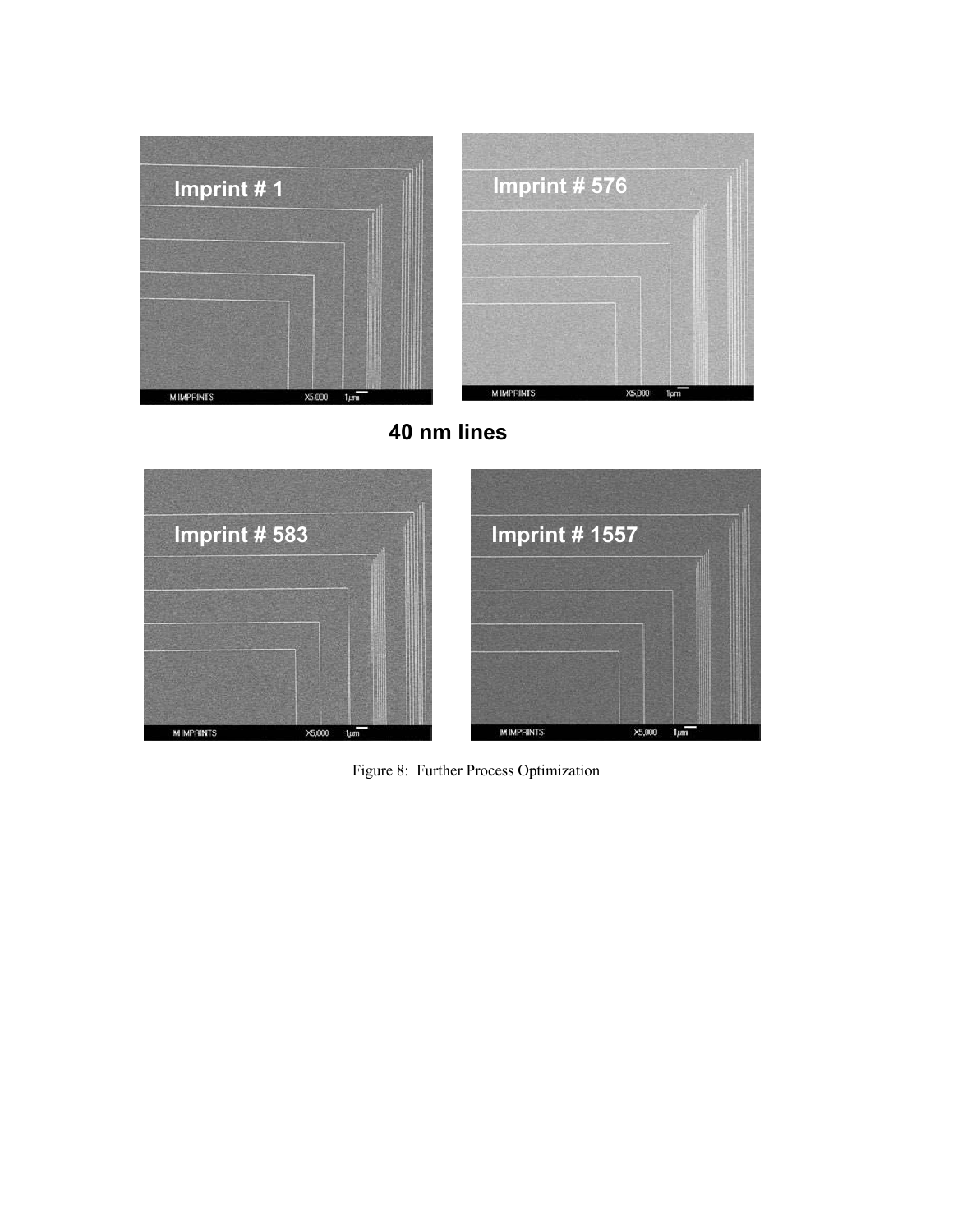Imprint # 1

Imprint # 576

40 nm lines

Imprint # 583

Imprint # 1557

Figure 8: Further Process Optimization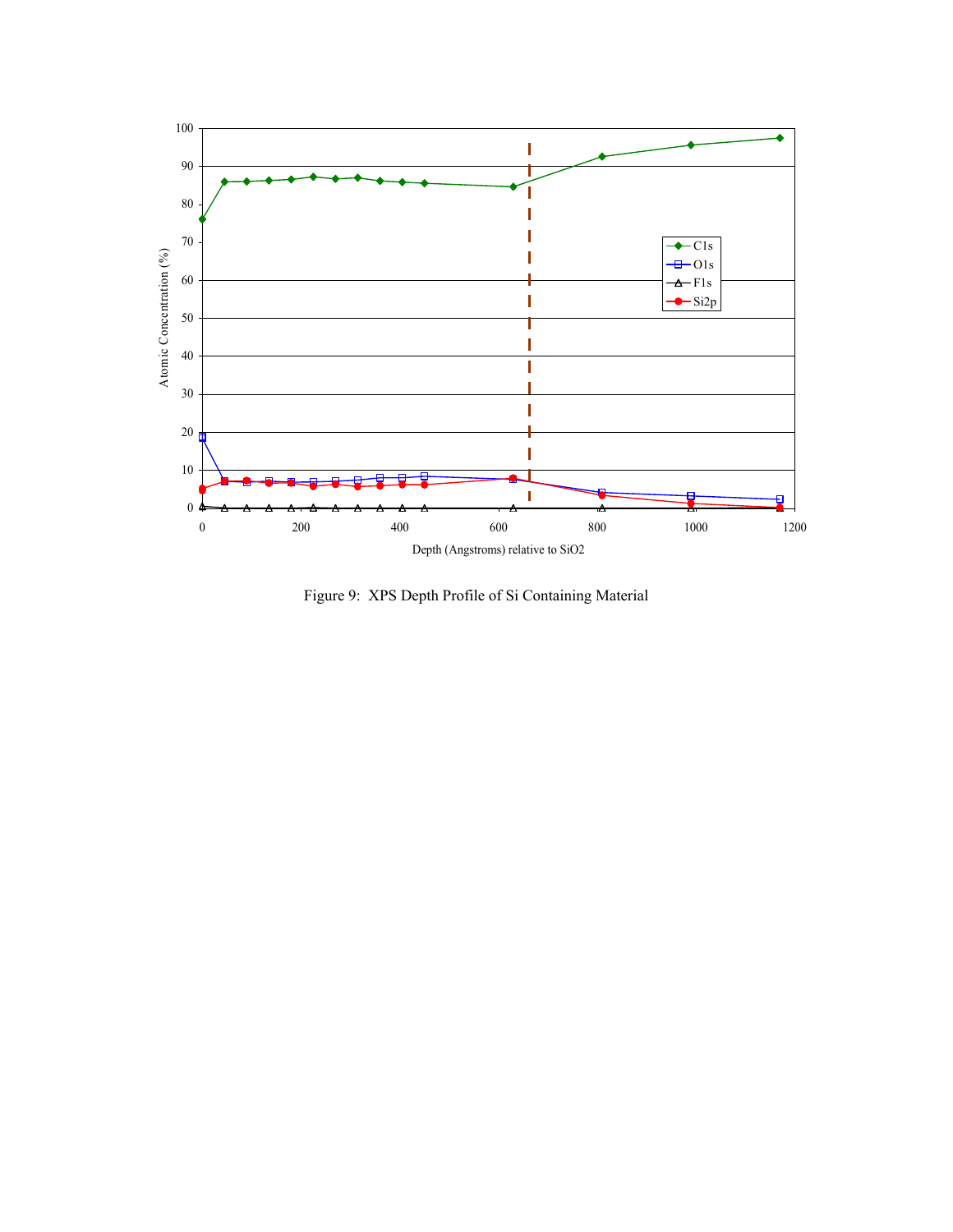100
90
80
70
60
50
40
30
20
10
0

Atomic Concentration (%)

0
200
400
600
800
1000
1200

Depth (Angstroms) relative to SiO2

C1s
O1s
F1s
Si2p

Figure 9: XPS Depth Profile of Si Containing Material